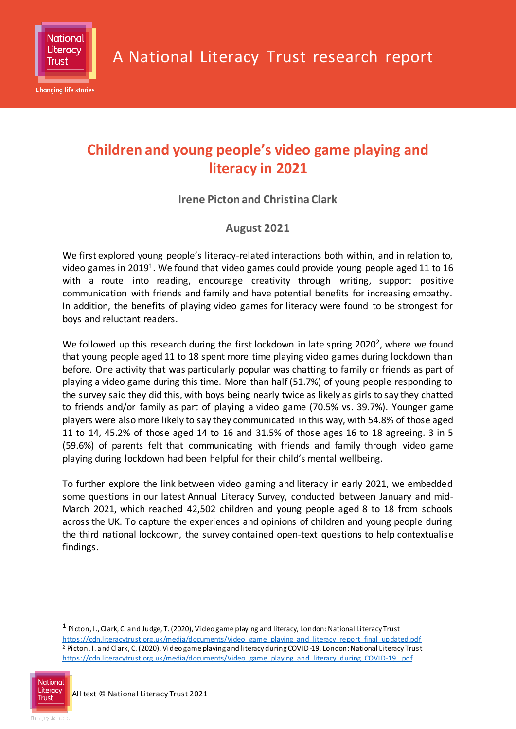A National Literacy Trust research report

# Children and young people's video game playing and literacy in 2021

**Irene Picton and Christina Clark**

**August 2021**

We first explored young people's literacy-related interactions both within, and in relation to, video games in 2019[1]. We found that video games could provide young people aged 11 to 16 with a route into reading, encourage creativity through writing, support positive communication with friends and family and have potential benefits for increasing empathy. In addition, the benefits of playing video games for literacy were found to be strongest for boys and reluctant readers.

We followed up this research during the first lockdown in late spring 2020[2], where we found that young people aged 11 to 18 spent more time playing video games during lockdown than before. One activity that was particularly popular was chatting to family or friends as part of playing a video game during this time. More than half (51.7%) of young people responding to the survey said they did this, with boys being nearly twice as likely as girls to say they chatted to friends and/or family as part of playing a video game (70.5% vs. 39.7%). Younger game players were also more likely to say they communicated in this way, with 54.8% of those aged 11 to 14, 45.2% of those aged 14 to 16 and 31.5% of those ages 16 to 18 agreeing. 3 in 5 (59.6%) of parents felt that communicating with friends and family through video game playing during lockdown had been helpful for their child's mental wellbeing.

To further explore the link between video gaming and literacy in early 2021, we embedded some questions in our latest Annual Literacy Survey, conducted between January and mid-March 2021, which reached 42,502 children and young people aged 8 to 18 from schools across the UK. To capture the experiences and opinions of children and young people during the third national lockdown, the survey contained open-text questions to help contextualise findings.

---

[1] Picton, I., Clark, C. and Judge, T. (2020), Video game playing and literacy, London: National Literacy Trust https://cdn.literacytrust.org.uk/media/documents/Video_game_playing_and_literacy_report_final_updated.pdf

[2] Picton, I. and Clark, C. (2020), Video game playing and literacy during COVID-19, London: National Literacy Trust https://cdn.literacytrust.org.uk/media/documents/Video_game_playing_and_literacy_during_COVID-19_.pdf

All text © National Literacy Trust 2021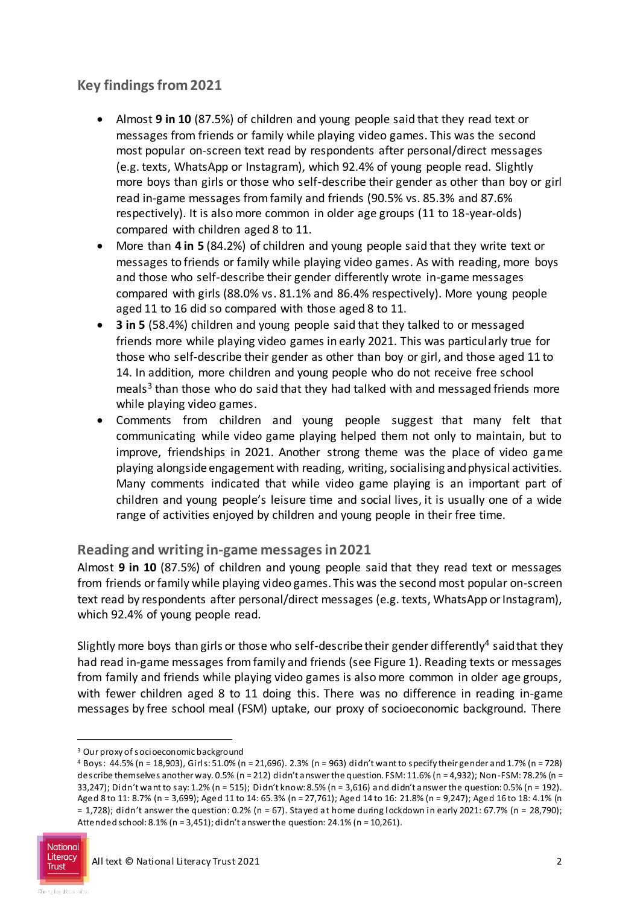## Key findings from 2021

- Almost **9 in 10** (87.5%) of children and young people said that they read text or messages from friends or family while playing video games. This was the second most popular on-screen text read by respondents after personal/direct messages (e.g. texts, WhatsApp or Instagram), which 92.4% of young people read. Slightly more boys than girls or those who self-describe their gender as other than boy or girl read in-game messages from family and friends (90.5% vs. 85.3% and 87.6% respectively). It is also more common in older age groups (11 to 18-year-olds) compared with children aged 8 to 11.
- More than **4 in 5** (84.2%) of children and young people said that they write text or messages to friends or family while playing video games. As with reading, more boys and those who self-describe their gender differently wrote in-game messages compared with girls (88.0% vs. 81.1% and 86.4% respectively). More young people aged 11 to 16 did so compared with those aged 8 to 11.
- **3 in 5** (58.4%) children and young people said that they talked to or messaged friends more while playing video games in early 2021. This was particularly true for those who self-describe their gender as other than boy or girl, and those aged 11 to 14. In addition, more children and young people who do not receive free school meals[3] than those who do said that they had talked with and messaged friends more while playing video games.
- Comments from children and young people suggest that many felt that communicating while video game playing helped them not only to maintain, but to improve, friendships in 2021. Another strong theme was the place of video game playing alongside engagement with reading, writing, socialising and physical activities. Many comments indicated that while video game playing is an important part of children and young people's leisure time and social lives, it is usually one of a wide range of activities enjoyed by children and young people in their free time.

## Reading and writing in-game messages in 2021

Almost **9 in 10** (87.5%) of children and young people said that they read text or messages from friends or family while playing video games. This was the second most popular on-screen text read by respondents after personal/direct messages (e.g. texts, WhatsApp or Instagram), which 92.4% of young people read.

Slightly more boys than girls or those who self-describe their gender differently[4] said that they had read in-game messages from family and friends (see Figure 1). Reading texts or messages from family and friends while playing video games is also more common in older age groups, with fewer children aged 8 to 11 doing this. There was no difference in reading in-game messages by free school meal (FSM) uptake, our proxy of socioeconomic background. There

---

[3] Our proxy of socioeconomic background

[4] Boys: 44.5% (n = 18,903), Girls: 51.0% (n = 21,696). 2.3% (n = 963) didn't want to specify their gender and 1.7% (n = 728) describe themselves another way. 0.5% (n = 212) didn't answer the question. FSM: 11.6% (n = 4,932); Non-FSM: 78.2% (n = 33,247); Didn't want to say: 1.2% (n = 515); Didn't know: 8.5% (n = 3,616) and didn't answer the question: 0.5% (n = 192). Aged 8 to 11: 8.7% (n = 3,699); Aged 11 to 14: 65.3% (n = 27,761); Aged 14 to 16: 21.8% (n = 9,247); Aged 16 to 18: 4.1% (n = 1,728); didn't answer the question: 0.2% (n = 67). Stayed at home during lockdown in early 2021: 67.7% (n = 28,790); Attended school: 8.1% (n = 3,451); didn't answer the question: 24.1% (n = 10,261).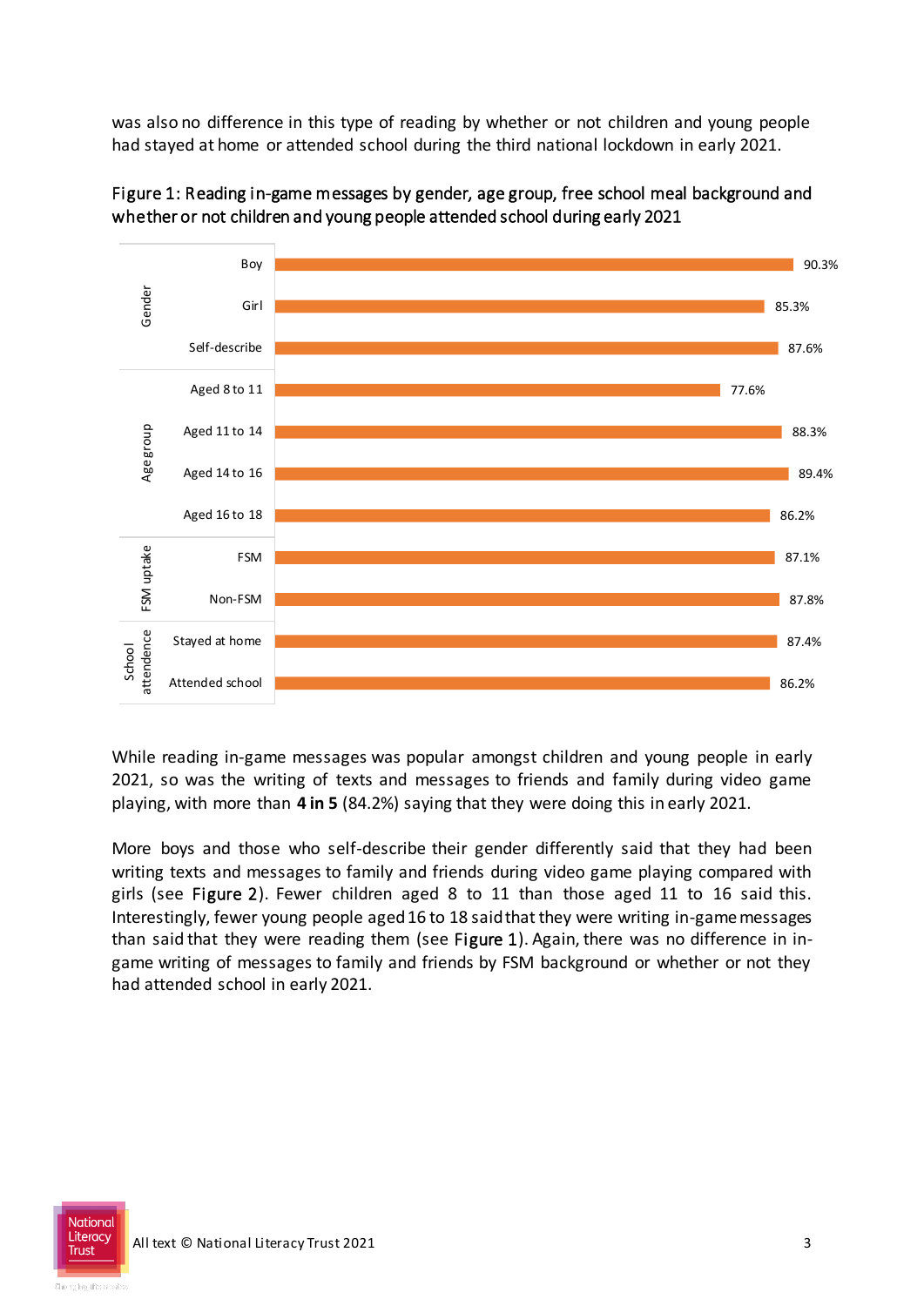was also no difference in this type of reading by whether or not children and young people had stayed at home or attended school during the third national lockdown in early 2021.

Figure 1: Reading in-game messages by gender, age group, free school meal background and whether or not children and young people attended school during early 2021

| Category | Group | % |
|---|---|---|
| Gender | Boy | 90.3% |
| | Girl | 85.3% |
| | Self-describe | 87.6% |
| Age group | Aged 8 to 11 | 77.6% |
| | Aged 11 to 14 | 88.3% |
| | Aged 14 to 16 | 89.4% |
| | Aged 16 to 18 | 86.2% |
| FSM uptake | FSM | 87.1% |
| | Non-FSM | 87.8% |
| School attendence | Stayed at home | 87.4% |
| | Attended school | 86.2% |

While reading in-game messages was popular amongst children and young people in early 2021, so was the writing of texts and messages to friends and family during video game playing, with more than **4 in 5** (84.2%) saying that they were doing this in early 2021.

More boys and those who self-describe their gender differently said that they had been writing texts and messages to family and friends during video game playing compared with girls (see Figure 2). Fewer children aged 8 to 11 than those aged 11 to 16 said this. Interestingly, fewer young people aged 16 to 18 said that they were writing in-game messages than said that they were reading them (see Figure 1). Again, there was no difference in in-game writing of messages to family and friends by FSM background or whether or not they had attended school in early 2021.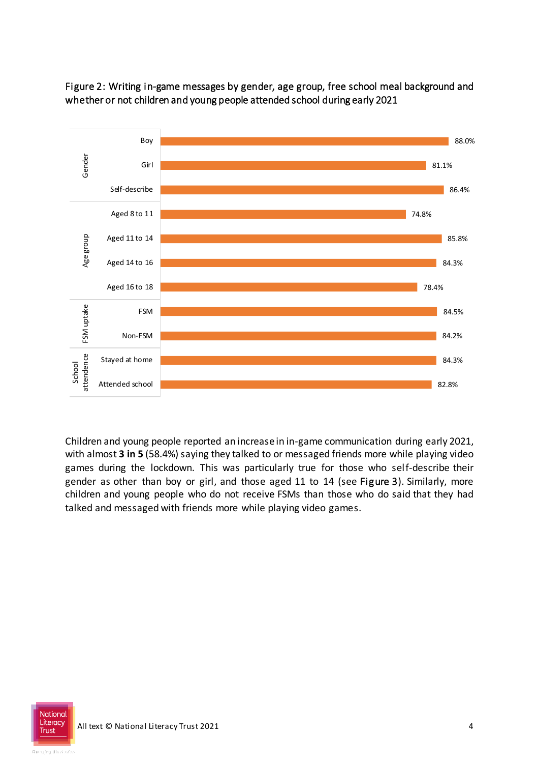Figure 2: Writing in-game messages by gender, age group, free school meal background and whether or not children and young people attended school during early 2021

| Category | Group | % |
|---|---|---|
| Gender | Boy | 88.0% |
| | Girl | 81.1% |
| | Self-describe | 86.4% |
| Age group | Aged 8 to 11 | 74.8% |
| | Aged 11 to 14 | 85.8% |
| | Aged 14 to 16 | 84.3% |
| | Aged 16 to 18 | 78.4% |
| FSM uptake | FSM | 84.5% |
| | Non-FSM | 84.2% |
| School attendence | Stayed at home | 84.3% |
| | Attended school | 82.8% |

Children and young people reported an increase in in-game communication during early 2021, with almost **3 in 5** (58.4%) saying they talked to or messaged friends more while playing video games during the lockdown. This was particularly true for those who self-describe their gender as other than boy or girl, and those aged 11 to 14 (see Figure 3). Similarly, more children and young people who do not receive FSMs than those who do said that they had talked and messaged with friends more while playing video games.

All text © National Literacy Trust 2021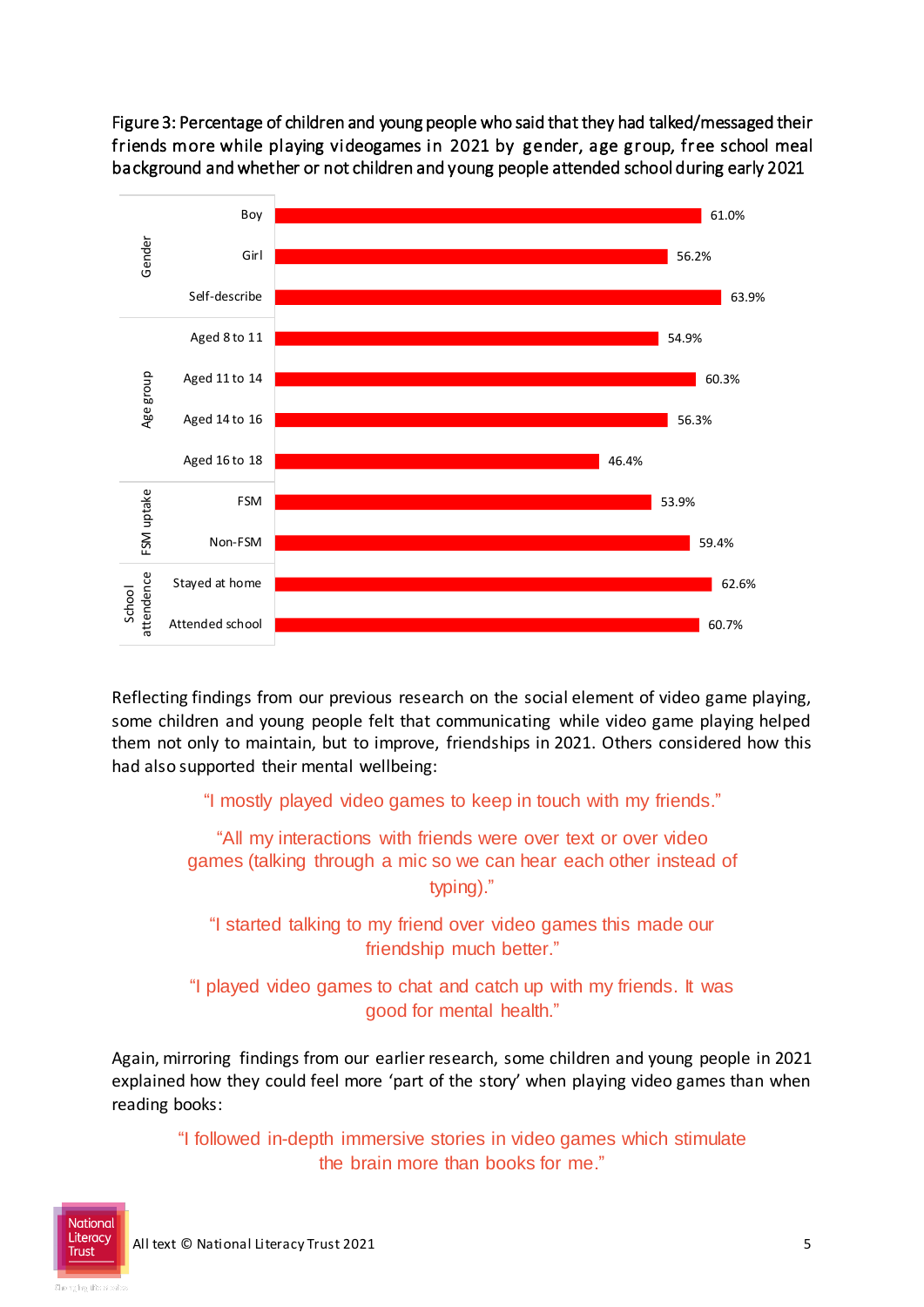Figure 3: Percentage of children and young people who said that they had talked/messaged their friends more while playing videogames in 2021 by gender, age group, free school meal background and whether or not children and young people attended school during early 2021

| Category | Group | Percentage |
|---|---|---|
| Gender | Boy | 61.0% |
| | Girl | 56.2% |
| | Self-describe | 63.9% |
| Age group | Aged 8 to 11 | 54.9% |
| | Aged 11 to 14 | 60.3% |
| | Aged 14 to 16 | 56.3% |
| | Aged 16 to 18 | 46.4% |
| FSM uptake | FSM | 53.9% |
| | Non-FSM | 59.4% |
| School attendence | Stayed at home | 62.6% |
| | Attended school | 60.7% |

Reflecting findings from our previous research on the social element of video game playing, some children and young people felt that communicating while video game playing helped them not only to maintain, but to improve, friendships in 2021. Others considered how this had also supported their mental wellbeing:

> "I mostly played video games to keep in touch with my friends."

> "All my interactions with friends were over text or over video games (talking through a mic so we can hear each other instead of typing)."

> "I started talking to my friend over video games this made our friendship much better."

> "I played video games to chat and catch up with my friends. It was good for mental health."

Again, mirroring findings from our earlier research, some children and young people in 2021 explained how they could feel more 'part of the story' when playing video games than when reading books:

> "I followed in-depth immersive stories in video games which stimulate the brain more than books for me."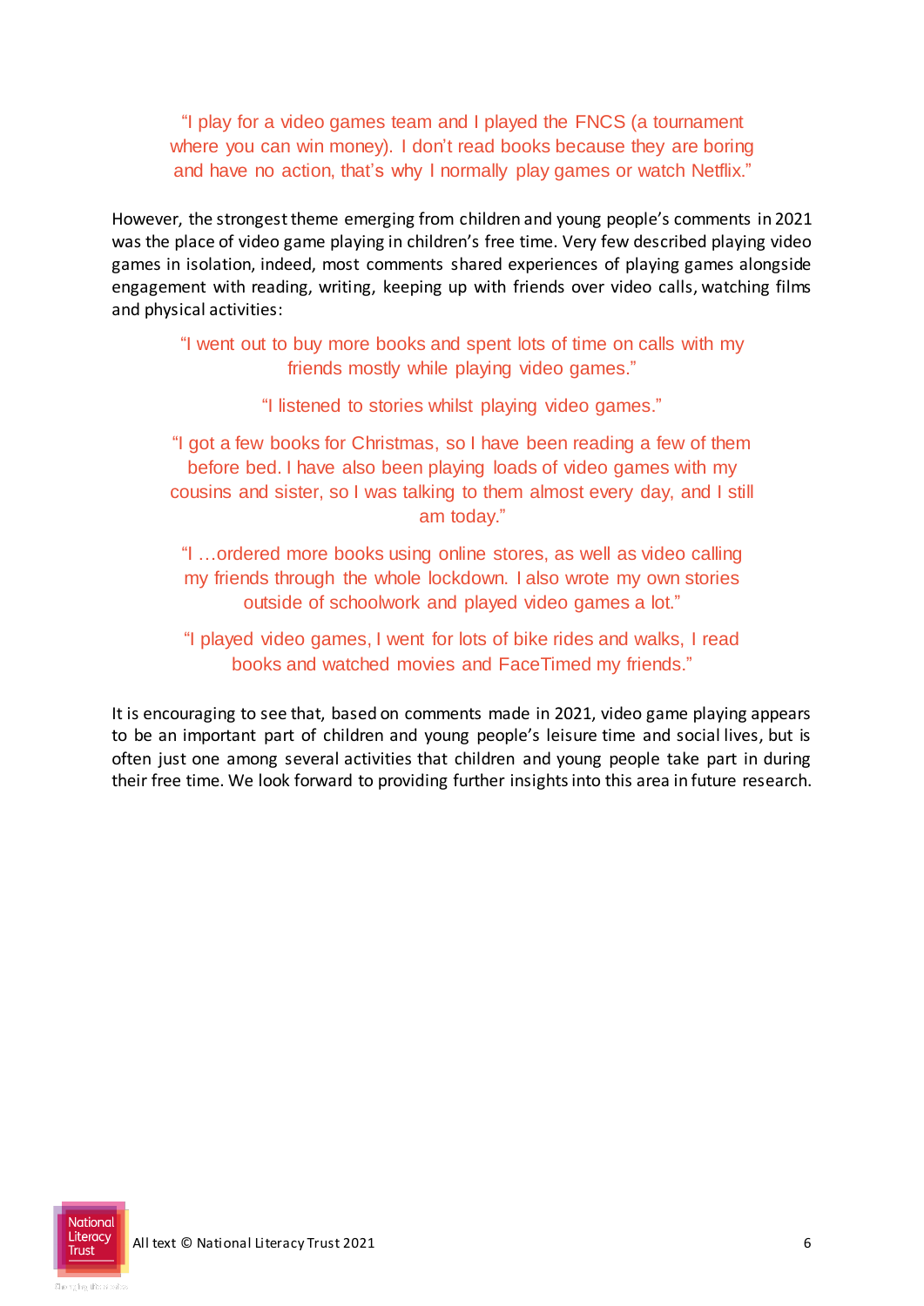"I play for a video games team and I played the FNCS (a tournament where you can win money). I don't read books because they are boring and have no action, that's why I normally play games or watch Netflix."

However, the strongest theme emerging from children and young people's comments in 2021 was the place of video game playing in children's free time. Very few described playing video games in isolation, indeed, most comments shared experiences of playing games alongside engagement with reading, writing, keeping up with friends over video calls, watching films and physical activities:

"I went out to buy more books and spent lots of time on calls with my friends mostly while playing video games."

"I listened to stories whilst playing video games."

"I got a few books for Christmas, so I have been reading a few of them before bed. I have also been playing loads of video games with my cousins and sister, so I was talking to them almost every day, and I still am today."

"I …ordered more books using online stores, as well as video calling my friends through the whole lockdown. I also wrote my own stories outside of schoolwork and played video games a lot."

"I played video games, I went for lots of bike rides and walks, I read books and watched movies and FaceTimed my friends."

It is encouraging to see that, based on comments made in 2021, video game playing appears to be an important part of children and young people's leisure time and social lives, but is often just one among several activities that children and young people take part in during their free time. We look forward to providing further insights into this area in future research.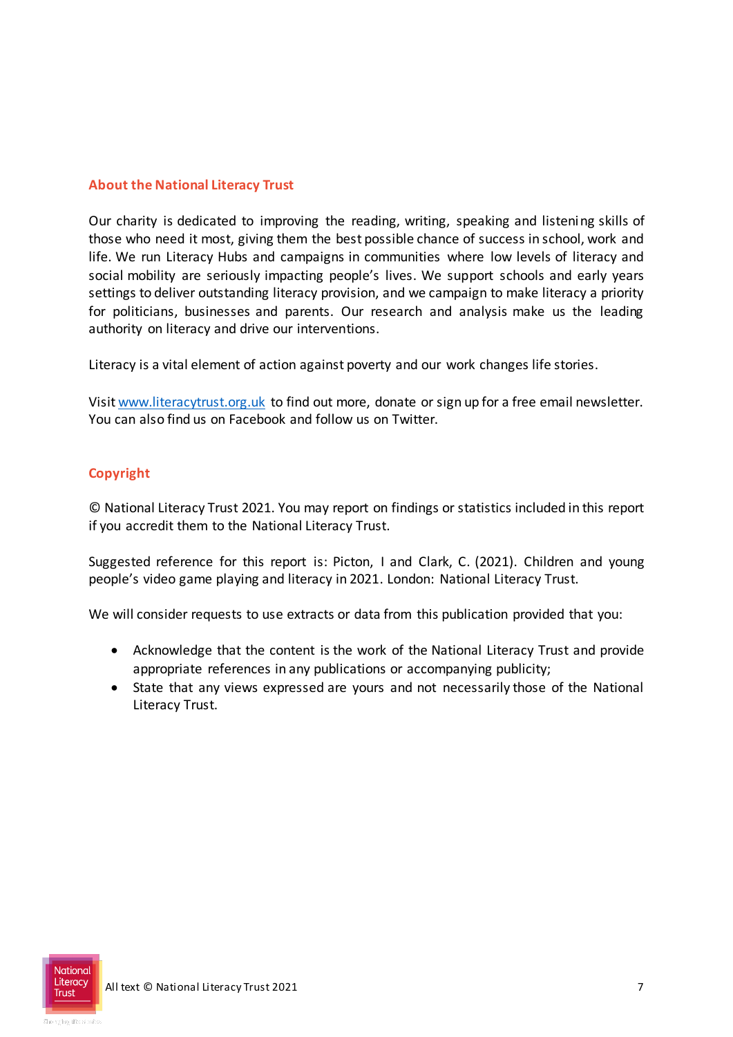## About the National Literacy Trust

Our charity is dedicated to improving the reading, writing, speaking and listening skills of those who need it most, giving them the best possible chance of success in school, work and life. We run Literacy Hubs and campaigns in communities where low levels of literacy and social mobility are seriously impacting people's lives. We support schools and early years settings to deliver outstanding literacy provision, and we campaign to make literacy a priority for politicians, businesses and parents. Our research and analysis make us the leading authority on literacy and drive our interventions.

Literacy is a vital element of action against poverty and our work changes life stories.

Visit [www.literacytrust.org.uk](http://www.literacytrust.org.uk) to find out more, donate or sign up for a free email newsletter. You can also find us on Facebook and follow us on Twitter.

## Copyright

© National Literacy Trust 2021. You may report on findings or statistics included in this report if you accredit them to the National Literacy Trust.

Suggested reference for this report is: Picton, I and Clark, C. (2021). Children and young people's video game playing and literacy in 2021. London: National Literacy Trust.

We will consider requests to use extracts or data from this publication provided that you:

- Acknowledge that the content is the work of the National Literacy Trust and provide appropriate references in any publications or accompanying publicity;
- State that any views expressed are yours and not necessarily those of the National Literacy Trust.